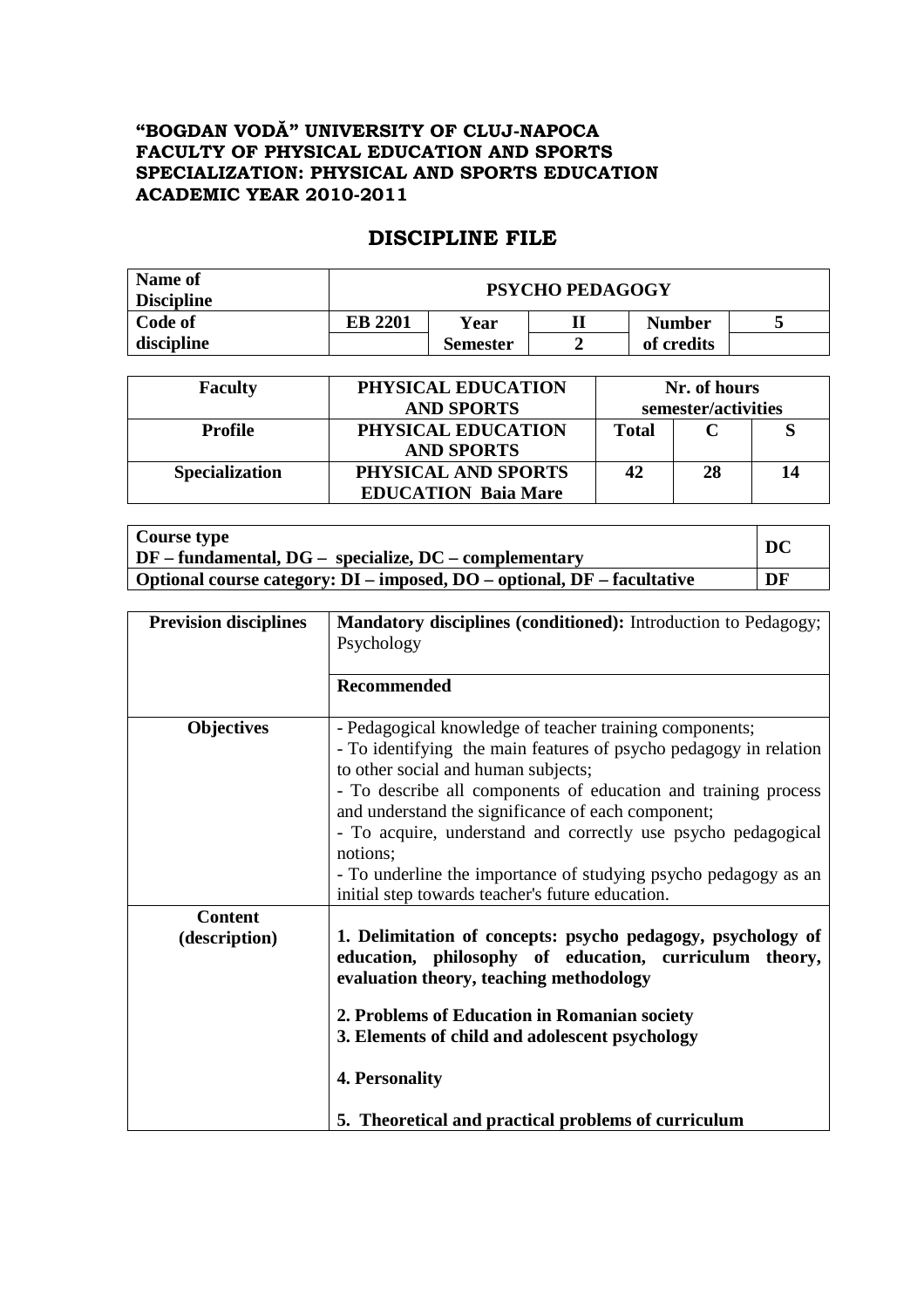**"BOGDAN VODĂ" UNIVERSITY OF CLUJ-NAPOCA**
**FACULTY OF PHYSICAL EDUCATION AND SPORTS**
**SPECIALIZATION: PHYSICAL AND SPORTS EDUCATION**
**ACADEMIC YEAR 2010-2011**

# DISCIPLINE FILE

| Name of Discipline | PSYCHO PEDAGOGY | | | | |
|---|---|---|---|---|---|
| Code of discipline | EB 2201 | Year | II | Number of credits | 5 |
| | | Semester | 2 | | |

| Faculty | PHYSICAL EDUCATION AND SPORTS | Nr. of hours semester/activities | | |
|---|---|---|---|---|
| Profile | PHYSICAL EDUCATION AND SPORTS | Total | C | S |
| Specialization | PHYSICAL AND SPORTS EDUCATION Baia Mare | 42 | 28 | 14 |

| Course type DF – fundamental, DG – specialize, DC – complementary | DC |
|---|---|
| Optional course category: DI – imposed, DO – optional, DF – facultative | DF |

| Prevision disciplines | **Mandatory disciplines (conditioned):** Introduction to Pedagogy; Psychology |
|---|---|
| | **Recommended** |
| **Objectives** | - Pedagogical knowledge of teacher training components;<br>- To identifying the main features of psycho pedagogy in relation to other social and human subjects;<br>- To describe all components of education and training process and understand the significance of each component;<br>- To acquire, understand and correctly use psycho pedagogical notions;<br>- To underline the importance of studying psycho pedagogy as an initial step towards teacher's future education. |
| **Content (description)** | **1. Delimitation of concepts: psycho pedagogy, psychology of education, philosophy of education, curriculum theory, evaluation theory, teaching methodology**<br><br>**2. Problems of Education in Romanian society**<br>**3. Elements of child and adolescent psychology**<br><br>**4. Personality**<br><br>**5. Theoretical and practical problems of curriculum** |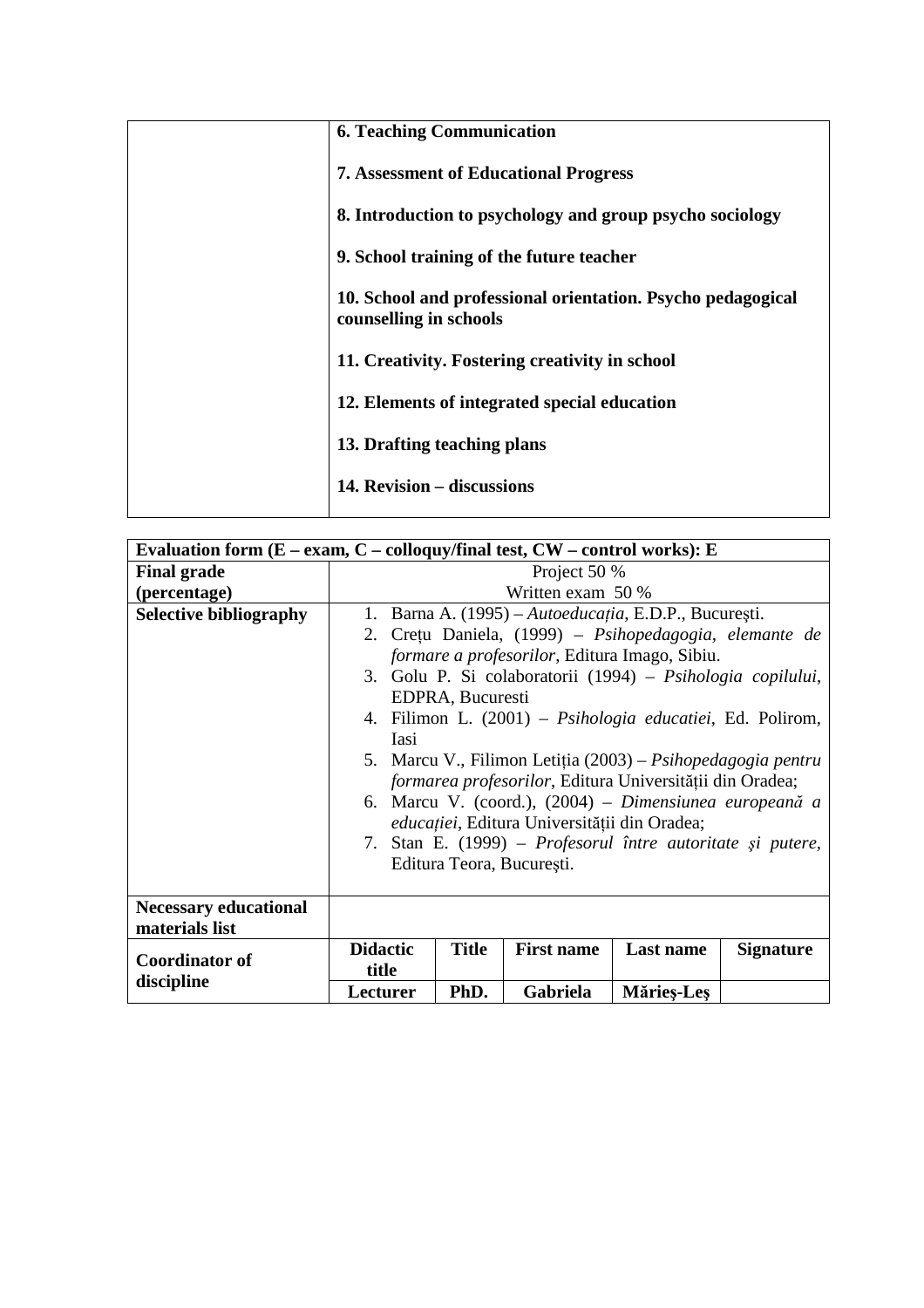| | |
|---|---|
| | **6. Teaching Communication**<br><br>**7. Assessment of Educational Progress**<br><br>**8. Introduction to psychology and group psycho sociology**<br><br>**9. School training of the future teacher**<br><br>**10. School and professional orientation. Psycho pedagogical counselling in schools**<br><br>**11. Creativity. Fostering creativity in school**<br><br>**12. Elements of integrated special education**<br><br>**13. Drafting teaching plans**<br><br>**14. Revision – discussions** |

| **Evaluation form (E – exam, C – colloquy/final test, CW – control works): E** | | | | | |
|---|---|---|---|---|---|
| **Final grade (percentage)** | Project 50 %<br>Written exam 50 % | | | | |
| **Selective bibliography** | 1. Barna A. (1995) – *Autoeducația*, E.D.P., Bucureşti.<br>2. Crețu Daniela, (1999) – *Psihopedagogia, elemente de formare a profesorilor*, Editura Imago, Sibiu.<br>3. Golu P. Si colaboratorii (1994) – *Psihologia copilului*, EDPRA, Bucuresti<br>4. Filimon L. (2001) – *Psihologia educatiei*, Ed. Polirom, Iasi<br>5. Marcu V., Filimon Letiția (2003) – *Psihopedagogia pentru formarea profesorilor*, Editura Universității din Oradea;<br>6. Marcu V. (coord.), (2004) – *Dimensiunea europeană a educației*, Editura Universității din Oradea;<br>7. Stan E. (1999) – *Profesorul între autoritate şi putere*, Editura Teora, Bucureşti. | | | | |
| **Necessary educational materials list** | | | | | |
| **Coordinator of discipline** | **Didactic title** | **Title** | **First name** | **Last name** | **Signature** |
| | **Lecturer** | **PhD.** | **Gabriela** | **Mărieș-Leș** | |